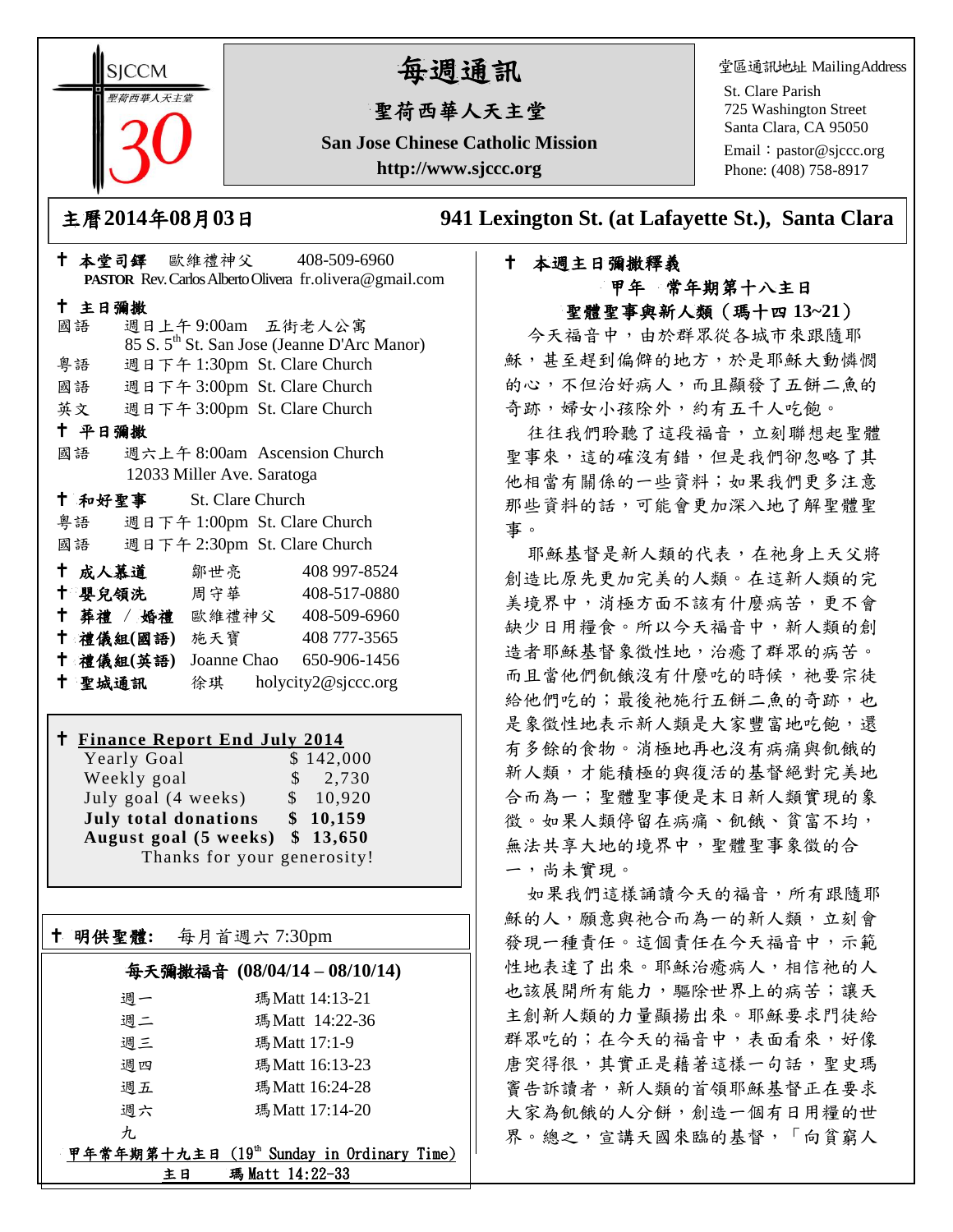SJCCM 聖荷西華人天主堂 30

# 每週通訊

## 聖荷西華人天主堂

**San Jose Chinese Catholic Mission**

**http://www.sjccc.org**

堂區通訊地址 MailingAddress

St. Clare Parish
725 Washington Street
Santa Clara, CA 95050
Email：pastor@sjccc.org
Phone: (408) 758-8917

**主曆2014年08月03日**　　**941 Lexington St. (at Lafayette St.), Santa Clara**

**† 本堂司鐸** 歐維禮神父 408-509-6960
**PASTOR** Rev. Carlos Alberto Olivera fr.olivera@gmail.com

**† 主日彌撒**

國語 週日上午 9:00am 五街老人公寓
85 S. 5th St. San Jose (Jeanne D'Arc Manor)

粵語 週日下午 1:30pm St. Clare Church

國語 週日下午 3:00pm St. Clare Church

英文 週日下午 3:00pm St. Clare Church

**† 平日彌撒**

國語 週六上午 8:00am Ascension Church
12033 Miller Ave. Saratoga

**† 和好聖事** St. Clare Church

粵語 週日下午 1:00pm St. Clare Church

國語 週日下午 2:30pm St. Clare Church

| | | |
|---|---|---|
| **† 成人慕道** | 鄒世亮 | 408 997-8524 |
| **† 嬰兒領洗** | 周守華 | 408-517-0880 |
| **† 葬禮 / 婚禮** | 歐維禮神父 | 408-509-6960 |
| **† 禮儀組(國語)** | 施天寶 | 408 777-3565 |
| **† 禮儀組(英語)** | Joanne Chao | 650-906-1456 |
| **† 聖城通訊** | 徐琪 | holycity2@sjccc.org |

**† Finance Report End July 2014**

| | |
|---|---|
| Yearly Goal | $ 142,000 |
| Weekly goal | $ 2,730 |
| July goal (4 weeks) | $ 10,920 |
| **July total donations** | **$ 10,159** |
| **August goal (5 weeks)** | **$ 13,650** |

Thanks for your generosity!

**† 明供聖體:** 每月首週六 7:30pm

**每天彌撒福音 (08/04/14 – 08/10/14)**

| | |
|---|---|
| 週一 | 瑪Matt 14:13-21 |
| 週二 | 瑪Matt 14:22-36 |
| 週三 | 瑪Matt 17:1-9 |
| 週四 | 瑪Matt 16:13-23 |
| 週五 | 瑪Matt 16:24-28 |
| 週六 | 瑪Matt 17:14-20 |

九

**甲年常年期第十九主日 (19th Sunday in Ordinary Time)**

**主日 瑪 Matt 14:22-33**

**† 本週主日彌撒釋義**

**甲年 常年期第十八主日**

**聖體聖事與新人類（瑪十四 13~21）**

今天福音中，由於群眾從各城市來跟隨耶穌，甚至趕到偏僻的地方，於是耶穌大動憐憫的心，不但治好病人，而且顯發了五餅二魚的奇跡，婦女小孩除外，約有五千人吃飽。

往往我們聆聽了這段福音，立刻聯想起聖體聖事來，這的確沒有錯，但是我們卻忽略了其他相當有關係的一些資料；如果我們更多注意那些資料的話，可能會更加深入地了解聖體聖事。

耶穌基督是新人類的代表，在祂身上天父將創造比原先更加完美的人類。在這新人類的完美境界中，消極方面不該有什麼病苦，更不會缺少日用糧食。所以今天福音中，新人類的創造者耶穌基督象徵性地，治癒了群眾的病苦。而且當他們飢餓沒有什麼吃的時候，祂要宗徒給他們吃的；最後祂施行五餅二魚的奇跡，也是象徵性地表示新人類是大家豐富地吃飽，還有多餘的食物。消極地再也沒有病痛與飢餓的新人類，才能積極的與復活的基督絕對完美地合而為一；聖體聖事便是末日新人類實現的象徵。如果人類停留在病痛、飢餓、貧富不均，無法共享大地的境界中，聖體聖事象徵的合一，尚未實現。

如果我們這樣誦讀今天的福音，所有跟隨耶穌的人，願意與祂合而為一的新人類，立刻會發現一種責任。這個責任在今天福音中，示範性地表達了出來。耶穌治癒病人，相信祂的人也該展開所有能力，驅除世界上的病苦；讓天主創新人類的力量顯揚出來。耶穌要求門徒給群眾吃的；在今天的福音中，表面看來，好像唐突得很，其實正是藉著這樣一句話，聖史瑪竇告訴讀者，新人類的首領耶穌基督正在要求大家為飢餓的人分餅，創造一個有日用糧的世界。總之，宣講天國來臨的基督，「向貧窮人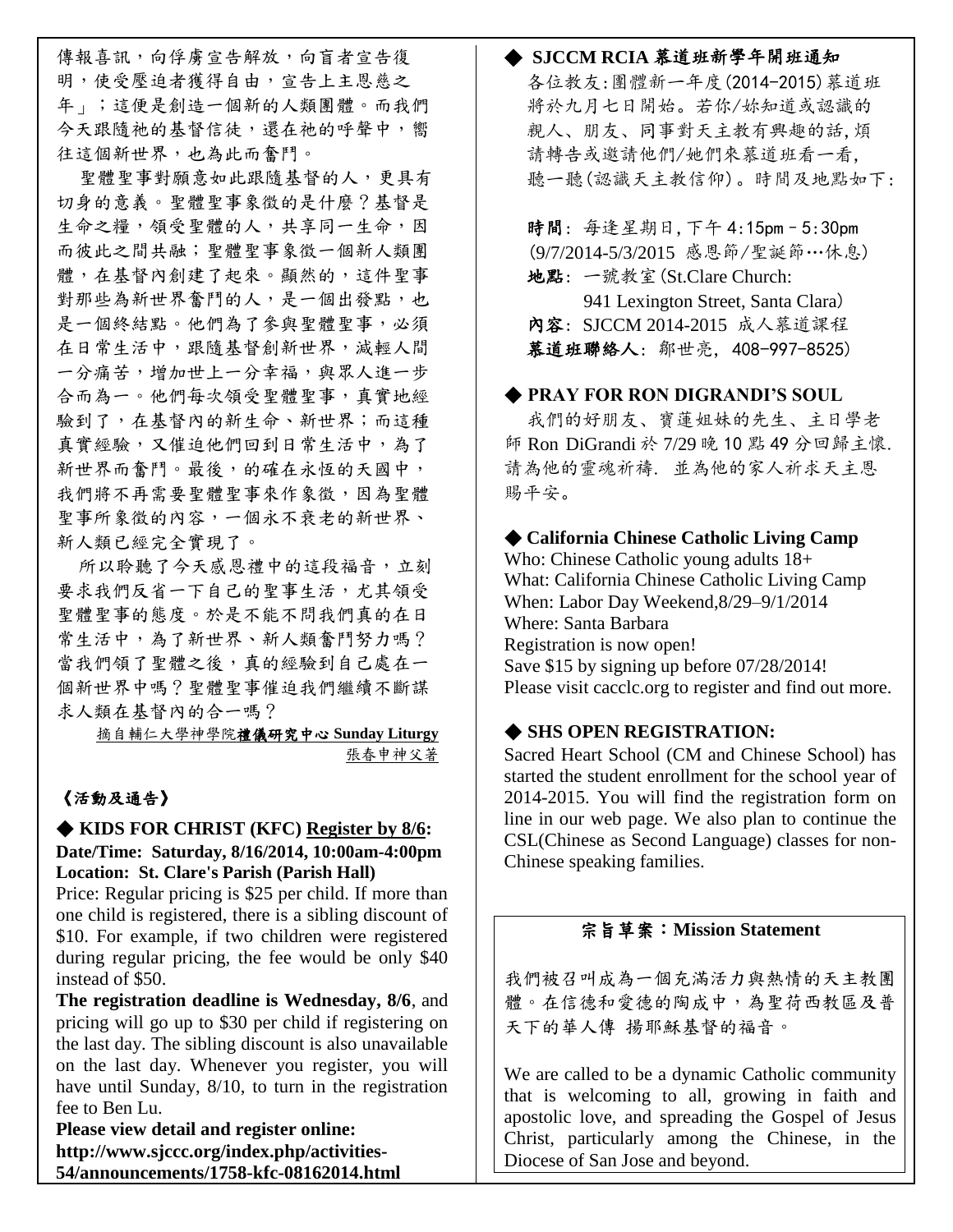傳報喜訊，向俘虜宣告解放，向盲者宣告復明，使受壓迫者獲得自由，宣告上主恩慈之年」；這便是創造一個新的人類團體。而我們今天跟隨祂的基督信徒，還在祂的呼聲中，嚮往這個新世界，也為此而奮鬥。

聖體聖事對願意如此跟隨基督的人，更具有切身的意義。聖體聖事象徵的是什麼？基督是生命之糧，領受聖體的人，共享同一生命，因而彼此之間共融；聖體聖事象徵一個新人類團體，在基督內創建了起來。顯然的，這件聖事對那些為新世界奮鬥的人，是一個出發點，也是一個終結點。他們為了參與聖體聖事，必須在日常生活中，跟隨基督創新世界，減輕人間一分痛苦，增加世上一分幸福，與眾人進一步合而為一。他們每次領受聖體聖事，真實地經驗到了，在基督內的新生命、新世界；而這種真實經驗，又催迫他們回到日常生活中，為了新世界而奮鬥。最後，的確在永恆的天國中，我們將不再需要聖體聖事來作象徵，因為聖體聖事所象徵的內容，一個永不衰老的新世界、新人類已經完全實現了。

所以聆聽了今天感恩禮中的這段福音，立刻要求我們反省一下自己的聖事生活，尤其領受聖體聖事的態度。於是不能不問我們真的在日常生活中，為了新世界、新人類奮鬥努力嗎？當我們領了聖體之後，真的經驗到自己處在一個新世界中嗎？聖體聖事催迫我們繼續不斷謀求人類在基督內的合一嗎？

摘自輔仁大學神學院**禮儀研究中心 Sunday Liturgy**
張春申神父著

## 《活動及通告》

### ◆ KIDS FOR CHRIST (KFC) Register by 8/6:

**Date/Time: Saturday, 8/16/2014, 10:00am-4:00pm**
**Location: St. Clare's Parish (Parish Hall)**

Price: Regular pricing is $25 per child. If more than one child is registered, there is a sibling discount of $10. For example, if two children were registered during regular pricing, the fee would be only $40 instead of $50.

**The registration deadline is Wednesday, 8/6**, and pricing will go up to $30 per child if registering on the last day. The sibling discount is also unavailable on the last day. Whenever you register, you will have until Sunday, 8/10, to turn in the registration fee to Ben Lu.

**Please view detail and register online:**
**http://www.sjccc.org/index.php/activities-54/announcements/1758-kfc-08162014.html**

### ◆ SJCCM RCIA 慕道班新學年開班通知

各位教友:團體新一年度(2014-2015)慕道班將於九月七日開始。若你/妳知道或認識的親人、朋友、同事對天主教有興趣的話,煩請轉告或邀請他們/她們來慕道班看一看,聽一聽(認識天主教信仰)。時間及地點如下:

**時間**: 每逢星期日,下午 4:15pm – 5:30pm (9/7/2014-5/3/2015 感恩節/聖誕節…休息)
**地點**: 一號教室(St.Clare Church: 941 Lexington Street, Santa Clara)
**內容**: SJCCM 2014-2015 成人慕道課程
**慕道班聯絡人**: 鄒世亮, 408-997-8525)

### ◆ PRAY FOR RON DIGRANDI'S SOUL

我們的好朋友、寶蓮姐妹的先生、主日學老師 Ron DiGrandi 於 7/29 晚 10 點 49 分回歸主懷. 請為他的靈魂祈禱. 並為他的家人祈求天主恩賜平安。

### ◆ California Chinese Catholic Living Camp

Who: Chinese Catholic young adults 18+
What: California Chinese Catholic Living Camp
When: Labor Day Weekend,8/29–9/1/2014
Where: Santa Barbara
Registration is now open!
Save $15 by signing up before 07/28/2014!
Please visit cacclc.org to register and find out more.

### ◆ SHS OPEN REGISTRATION:

Sacred Heart School (CM and Chinese School) has started the student enrollment for the school year of 2014-2015. You will find the registration form on line in our web page. We also plan to continue the CSL(Chinese as Second Language) classes for non-Chinese speaking families.

### 宗旨草案：Mission Statement

我們被召叫成為一個充滿活力與熱情的天主教團體。在信德和愛德的陶成中，為聖荷西教區及普天下的華人傳 揚耶穌基督的福音。

We are called to be a dynamic Catholic community that is welcoming to all, growing in faith and apostolic love, and spreading the Gospel of Jesus Christ, particularly among the Chinese, in the Diocese of San Jose and beyond.